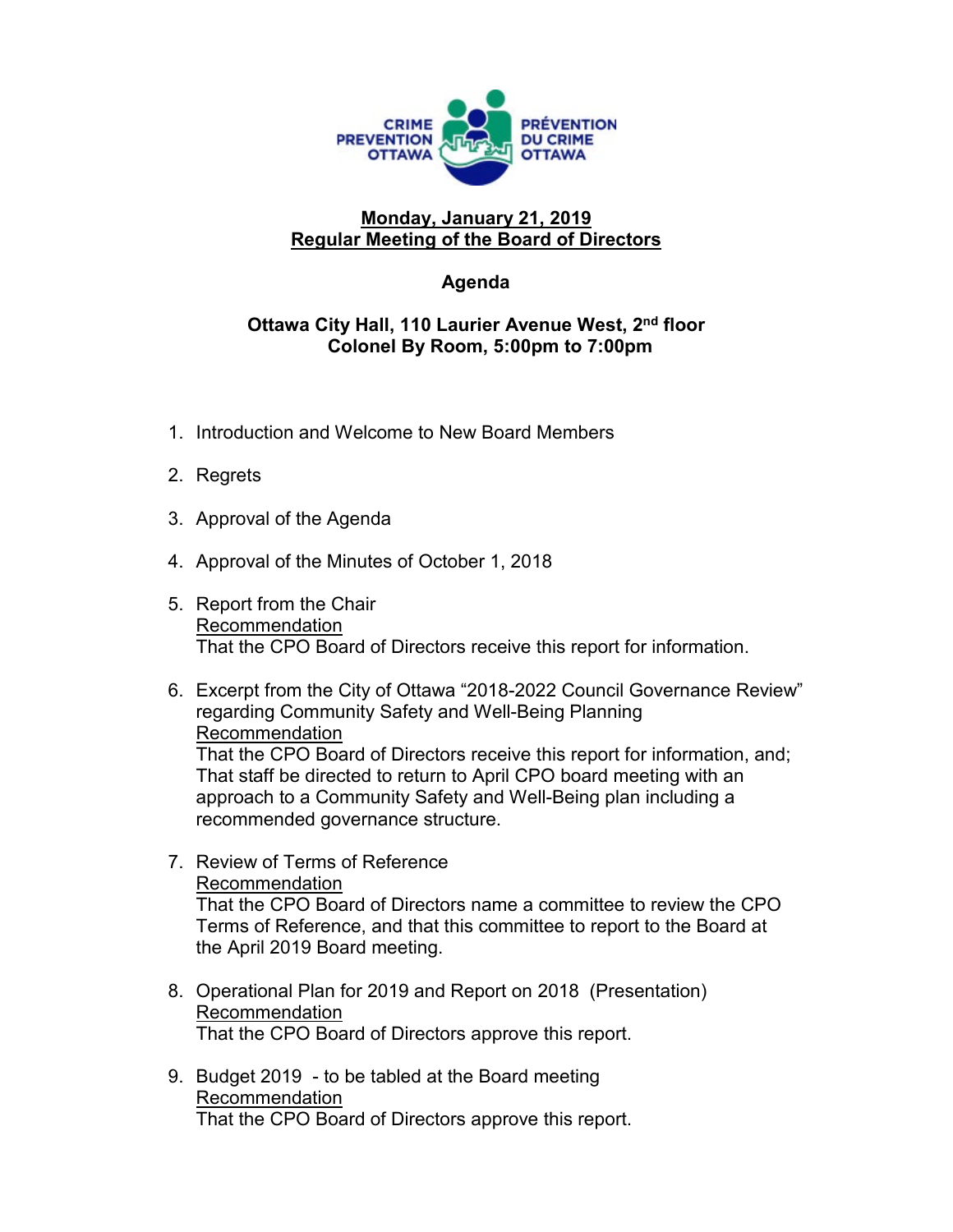CRIME PREVENTION OTTAWA

PRÉVENTION DU CRIME OTTAWA

**Monday, January 21, 2019**
**Regular Meeting of the Board of Directors**

## Agenda

**Ottawa City Hall, 110 Laurier Avenue West, 2nd floor**
**Colonel By Room, 5:00pm to 7:00pm**

1. Introduction and Welcome to New Board Members

2. Regrets

3. Approval of the Agenda

4. Approval of the Minutes of October 1, 2018

5. Report from the Chair
   Recommendation
   That the CPO Board of Directors receive this report for information.

6. Excerpt from the City of Ottawa "2018-2022 Council Governance Review" regarding Community Safety and Well-Being Planning
   Recommendation
   That the CPO Board of Directors receive this report for information, and;
   That staff be directed to return to April CPO board meeting with an approach to a Community Safety and Well-Being plan including a recommended governance structure.

7. Review of Terms of Reference
   Recommendation
   That the CPO Board of Directors name a committee to review the CPO Terms of Reference, and that this committee to report to the Board at the April 2019 Board meeting.

8. Operational Plan for 2019 and Report on 2018 (Presentation)
   Recommendation
   That the CPO Board of Directors approve this report.

9. Budget 2019 - to be tabled at the Board meeting
   Recommendation
   That the CPO Board of Directors approve this report.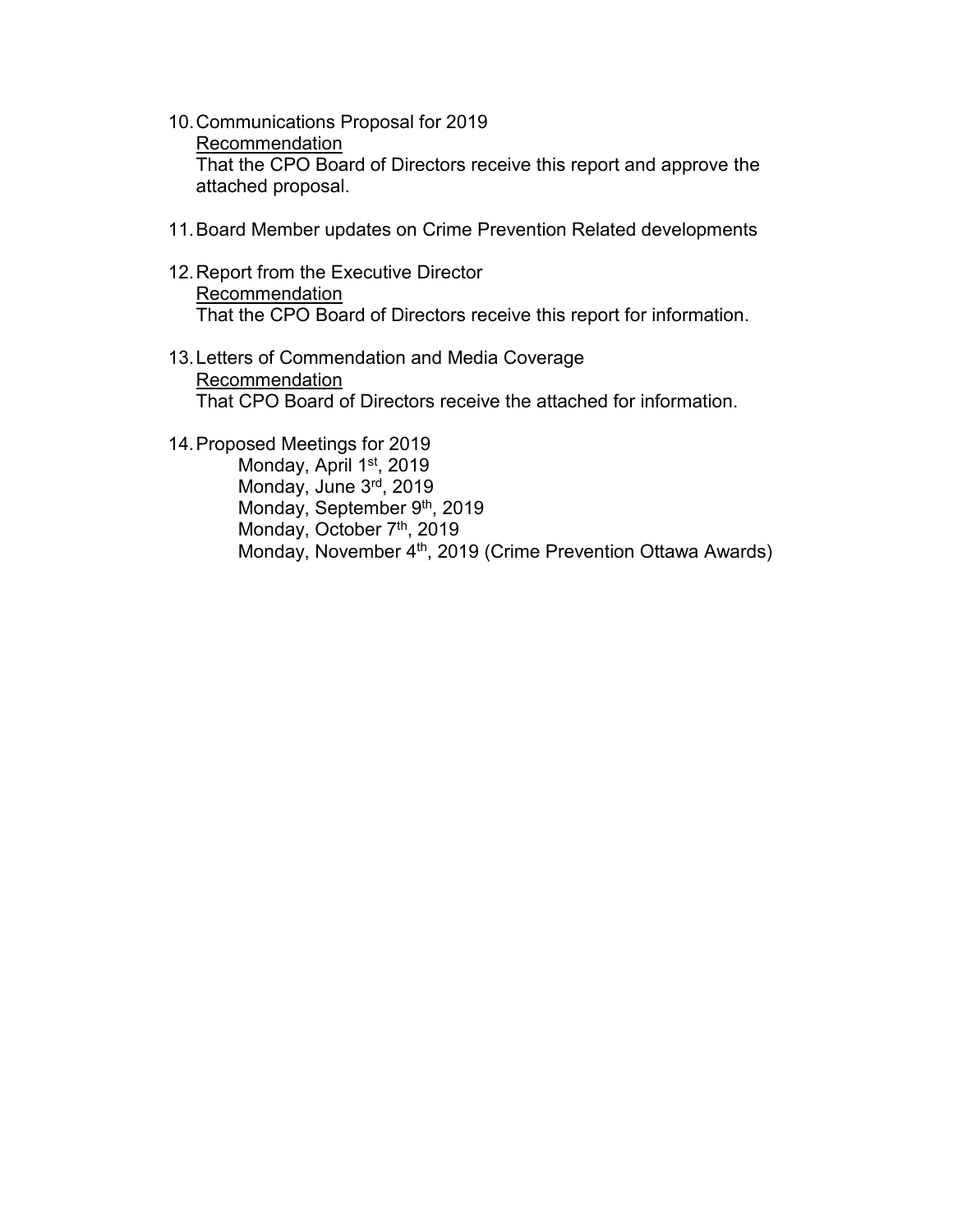10. Communications Proposal for 2019

    Recommendation

    That the CPO Board of Directors receive this report and approve the attached proposal.

11. Board Member updates on Crime Prevention Related developments

12. Report from the Executive Director

    Recommendation

    That the CPO Board of Directors receive this report for information.

13. Letters of Commendation and Media Coverage

    Recommendation

    That CPO Board of Directors receive the attached for information.

14. Proposed Meetings for 2019

    Monday, April 1st, 2019
    Monday, June 3rd, 2019
    Monday, September 9th, 2019
    Monday, October 7th, 2019
    Monday, November 4th, 2019 (Crime Prevention Ottawa Awards)